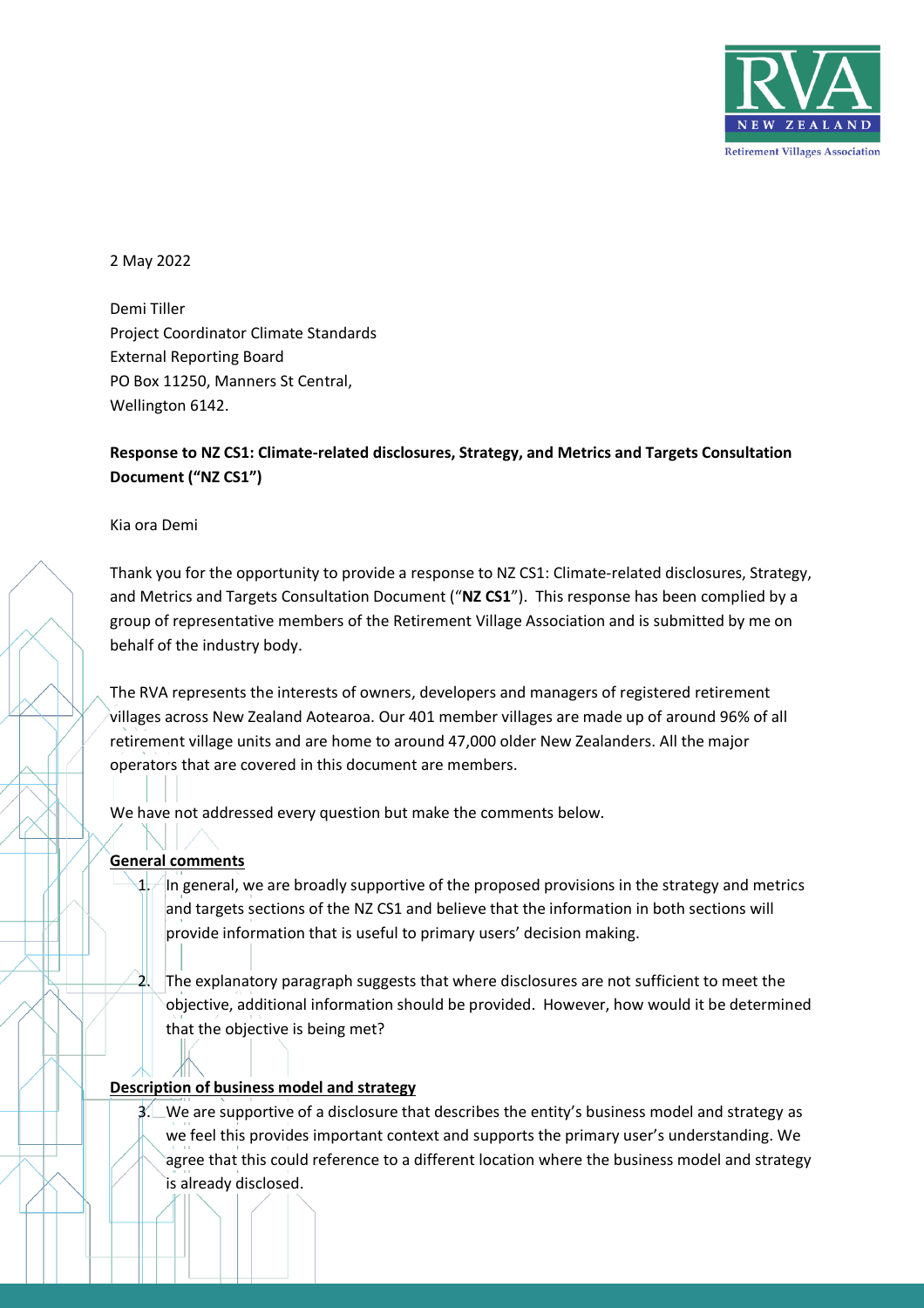2 May 2022

Demi Tiller
Project Coordinator Climate Standards
External Reporting Board
PO Box 11250, Manners St Central,
Wellington 6142.

**Response to NZ CS1: Climate-related disclosures, Strategy, and Metrics and Targets Consultation Document ("NZ CS1")**

Kia ora Demi

Thank you for the opportunity to provide a response to NZ CS1: Climate-related disclosures, Strategy, and Metrics and Targets Consultation Document ("**NZ CS1**"). This response has been complied by a group of representative members of the Retirement Village Association and is submitted by me on behalf of the industry body.

The RVA represents the interests of owners, developers and managers of registered retirement villages across New Zealand Aotearoa. Our 401 member villages are made up of around 96% of all retirement village units and are home to around 47,000 older New Zealanders. All the major operators that are covered in this document are members.

We have not addressed every question but make the comments below.

**General comments**

1. In general, we are broadly supportive of the proposed provisions in the strategy and metrics and targets sections of the NZ CS1 and believe that the information in both sections will provide information that is useful to primary users' decision making.

2. The explanatory paragraph suggests that where disclosures are not sufficient to meet the objective, additional information should be provided. However, how would it be determined that the objective is being met?

**Description of business model and strategy**

3. We are supportive of a disclosure that describes the entity's business model and strategy as we feel this provides important context and supports the primary user's understanding. We agree that this could reference to a different location where the business model and strategy is already disclosed.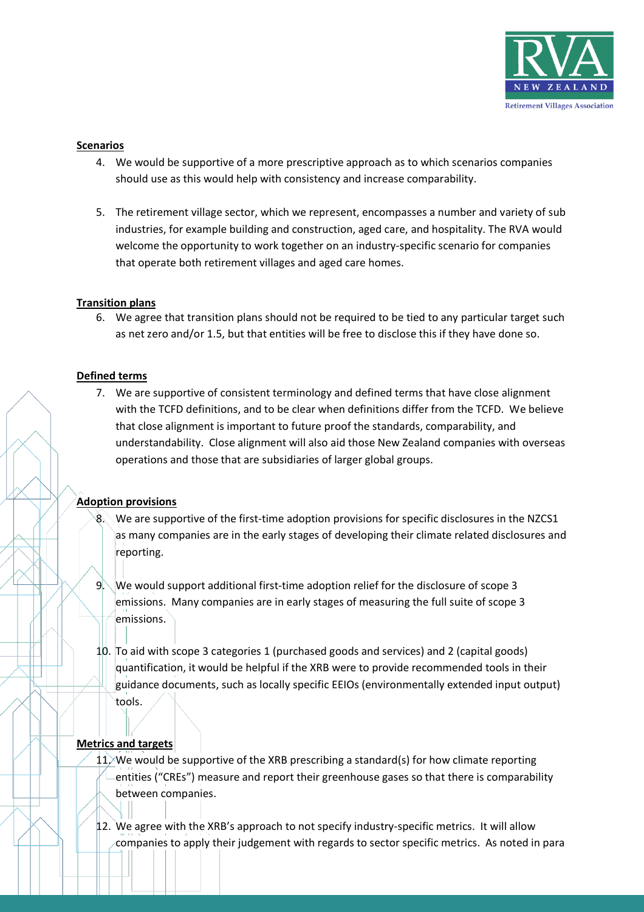**Scenarios**

4. We would be supportive of a more prescriptive approach as to which scenarios companies should use as this would help with consistency and increase comparability.

5. The retirement village sector, which we represent, encompasses a number and variety of sub industries, for example building and construction, aged care, and hospitality. The RVA would welcome the opportunity to work together on an industry-specific scenario for companies that operate both retirement villages and aged care homes.

**Transition plans**

6. We agree that transition plans should not be required to be tied to any particular target such as net zero and/or 1.5, but that entities will be free to disclose this if they have done so.

**Defined terms**

7. We are supportive of consistent terminology and defined terms that have close alignment with the TCFD definitions, and to be clear when definitions differ from the TCFD. We believe that close alignment is important to future proof the standards, comparability, and understandability. Close alignment will also aid those New Zealand companies with overseas operations and those that are subsidiaries of larger global groups.

**Adoption provisions**

8. We are supportive of the first-time adoption provisions for specific disclosures in the NZCS1 as many companies are in the early stages of developing their climate related disclosures and reporting.

9. We would support additional first-time adoption relief for the disclosure of scope 3 emissions. Many companies are in early stages of measuring the full suite of scope 3 emissions.

10. To aid with scope 3 categories 1 (purchased goods and services) and 2 (capital goods) quantification, it would be helpful if the XRB were to provide recommended tools in their guidance documents, such as locally specific EEIOs (environmentally extended input output) tools.

**Metrics and targets**

11. We would be supportive of the XRB prescribing a standard(s) for how climate reporting entities ("CREs") measure and report their greenhouse gases so that there is comparability between companies.

12. We agree with the XRB's approach to not specify industry-specific metrics. It will allow companies to apply their judgement with regards to sector specific metrics. As noted in para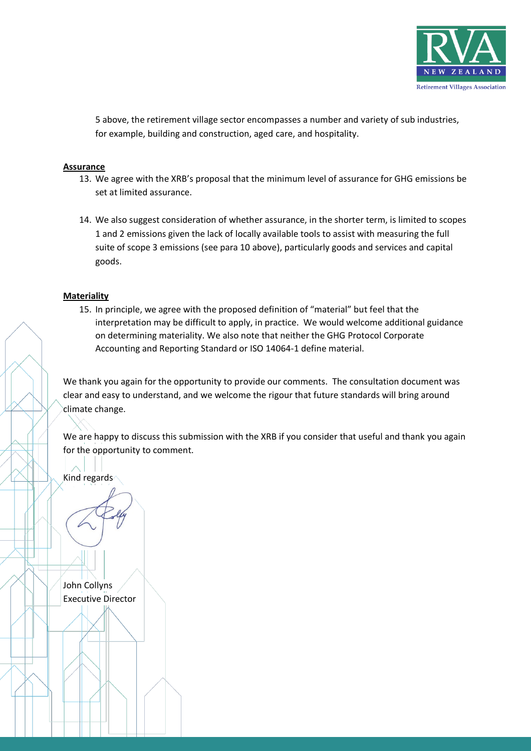5 above, the retirement village sector encompasses a number and variety of sub industries, for example, building and construction, aged care, and hospitality.

**Assurance**

13. We agree with the XRB's proposal that the minimum level of assurance for GHG emissions be set at limited assurance.

14. We also suggest consideration of whether assurance, in the shorter term, is limited to scopes 1 and 2 emissions given the lack of locally available tools to assist with measuring the full suite of scope 3 emissions (see para 10 above), particularly goods and services and capital goods.

**Materiality**

15. In principle, we agree with the proposed definition of "material" but feel that the interpretation may be difficult to apply, in practice. We would welcome additional guidance on determining materiality. We also note that neither the GHG Protocol Corporate Accounting and Reporting Standard or ISO 14064-1 define material.

We thank you again for the opportunity to provide our comments. The consultation document was clear and easy to understand, and we welcome the rigour that future standards will bring around climate change.

We are happy to discuss this submission with the XRB if you consider that useful and thank you again for the opportunity to comment.

Kind regards

John Collyns
Executive Director